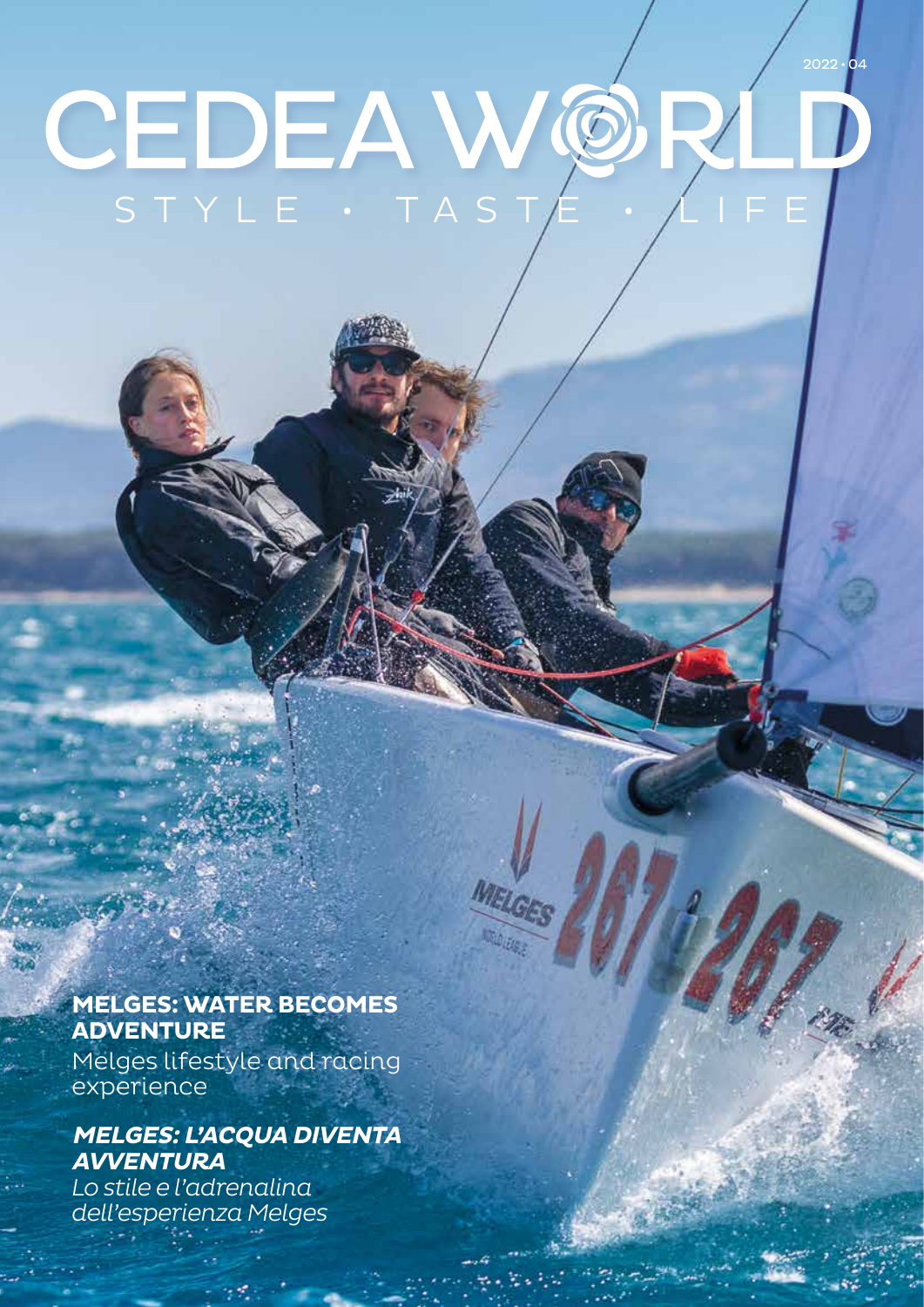2022 • 04

# CEDEA WORLD

STYLE • TASTE • LIFE

**MELGES: WATER BECOMES ADVENTURE**

Melges lifestyle and racing experience

***MELGES: L'ACQUA DIVENTA AVVENTURA***

*Lo stile e l'adrenalina dell'esperienza Melges*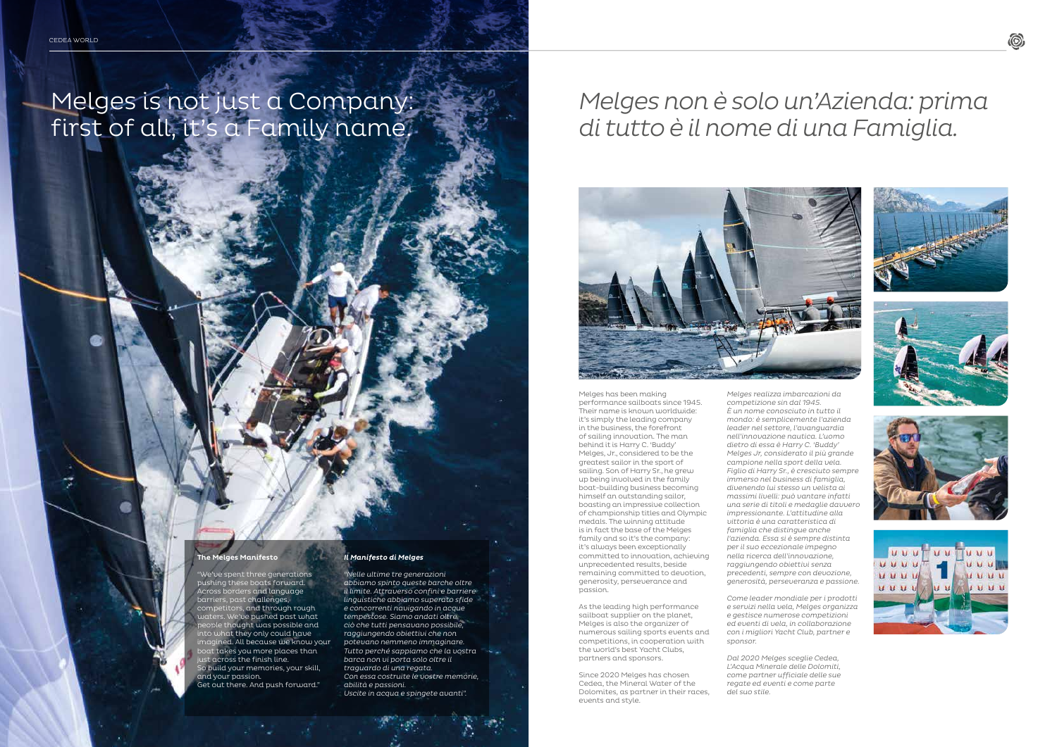# Melges is not just a Company: first of all, it's a Family name.

### The Melges Manifesto

"We've spent three generations pushing these boats forward. Across borders and language barriers, past challenges, competitors, and through rough waters. We've pushed past what people thought was possible and into what they only could have imagined. All because we know your boat takes you more places than just across the finish line.
So build your memories, your skill, and your passion.
Get out there. And push forward."

### *Il Manifesto di Melges*

*"Nelle ultime tre generazioni abbiamo spinto queste barche oltre il limite. Attraverso confini e barriere linguistiche abbiamo superato sfide e concorrenti navigando in acque tempestose. Siamo andati oltre ciò che tutti pensavano possibile, raggiungendo obiettivi che non potevano nemmeno immaginare. Tutto perché sappiamo che la vostra barca non vi porta solo oltre il traguardo di una regata.*
*Con essa costruite le vostre memorie, abilità e passioni.*
*Uscite in acqua e spingete avanti".*

# *Melges non è solo un'Azienda: prima di tutto è il nome di una Famiglia.*

Melges has been making performance sailboats since 1945. Their name is known worldwide: it's simply the leading company in the business, the forefront of sailing innovation. The man behind it is Harry C. 'Buddy' Melges, Jr., considered to be the greatest sailor in the sport of sailing. Son of Harry Sr., he grew up being involved in the family boat-building business becoming himself an outstanding sailor, boasting an impressive collection of championship titles and Olympic medals. The winning attitude is in fact the base of the Melges family and so it's the company: it's always been exceptionally committed to innovation, achieving unprecedented results, beside remaining committed to devotion, generosity, perseverance and passion.

As the leading high performance sailboat supplier on the planet, Melges is also the organizer of numerous sailing sports events and competitions, in cooperation with the world's best Yacht Clubs, partners and sponsors.

Since 2020 Melges has chosen Cedea, the Mineral Water of the Dolomites, as partner in their races, events and style.

*Melges realizza imbarcazioni da competizione sin dal 1945.*
*È un nome conosciuto in tutto il mondo: è semplicemente l'azienda leader nel settore, l'avanguardia nell'innovazione nautica. L'uomo dietro di essa è Harry C. 'Buddy' Melges Jr, considerato il più grande campione nella sport della vela. Figlio di Harry Sr., è cresciuto sempre immerso nel business di famiglia, divenendo lui stesso un velista ai massimi livelli: può vantare infatti una serie di titoli e medaglie davvero impressionante. L'attitudine alla vittoria è una caratteristica di famiglia che distingue anche l'azienda. Essa si è sempre distinta per il suo eccezionale impegno nella ricerca dell'innovazione, raggiungendo obiettivi senza precedenti, sempre con devozione, generosità, perseveranza e passione.*

*Come leader mondiale per i prodotti e servizi nella vela, Melges organizza e gestisce numerose competizioni ed eventi di vela, in collaborazione con i migliori Yacht Club, partner e sponsor.*

*Dal 2020 Melges sceglie Cedea, L'Acqua Minerale delle Dolomiti, come partner ufficiale delle sue regate ed eventi e come parte del suo stile.*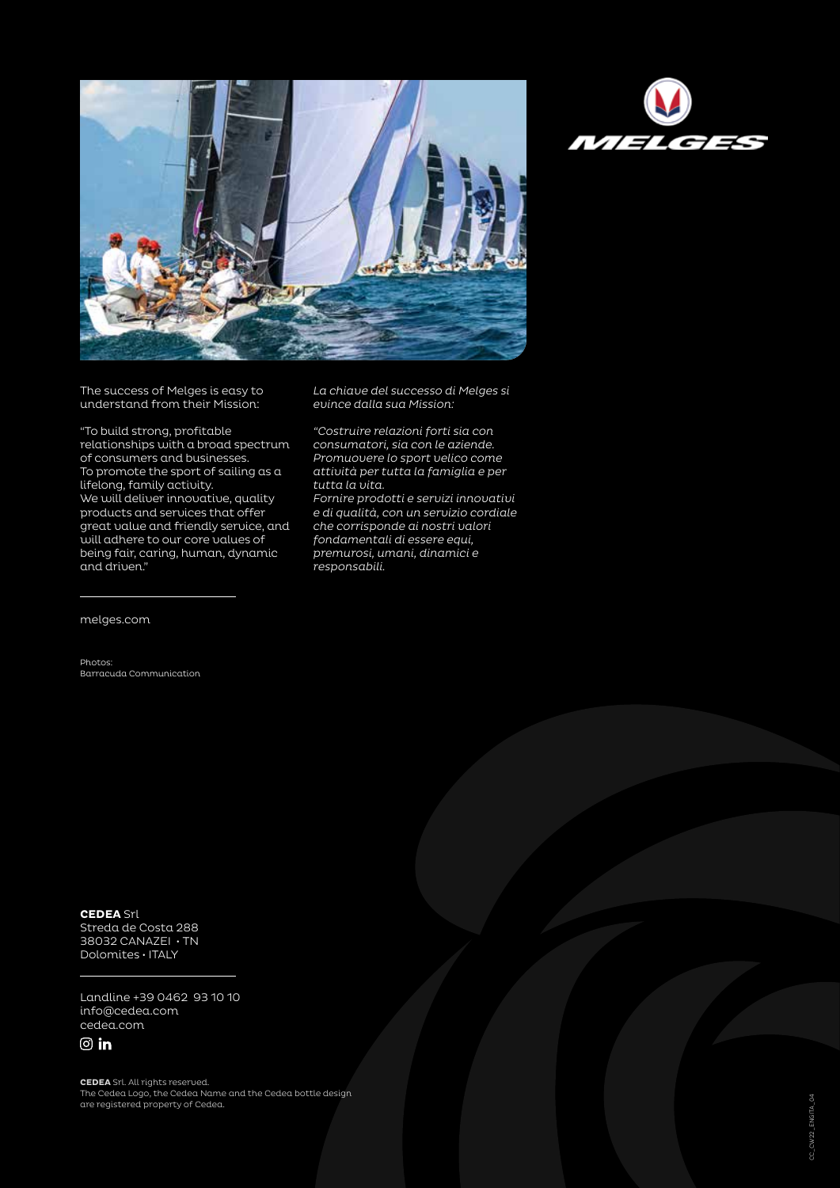MELGES

The success of Melges is easy to understand from their Mission:

"To build strong, profitable relationships with a broad spectrum of consumers and businesses.
To promote the sport of sailing as a lifelong, family activity.
We will deliver innovative, quality products and services that offer great value and friendly service, and will adhere to our core values of being fair, caring, human, dynamic and driven."

*La chiave del successo di Melges si evince dalla sua Mission:*

*"Costruire relazioni forti sia con consumatori, sia con le aziende.
Promuovere lo sport velico come attività per tutta la famiglia e per tutta la vita.
Fornire prodotti e servizi innovativi e di qualità, con un servizio cordiale che corrisponde ai nostri valori fondamentali di essere equi, premurosi, umani, dinamici e responsabili.*

---

melges.com

Photos:
Barracuda Communication

**CEDEA** Srl
Streda de Costa 288
38032 CANAZEI • TN
Dolomites • ITALY

---

Landline +39 0462 93 10 10
info@cedea.com
cedea.com

**CEDEA** Srl. All rights reserved.
The Cedea Logo, the Cedea Name and the Cedea bottle design are registered property of Cedea.

CC_CW22_ENGITA_04